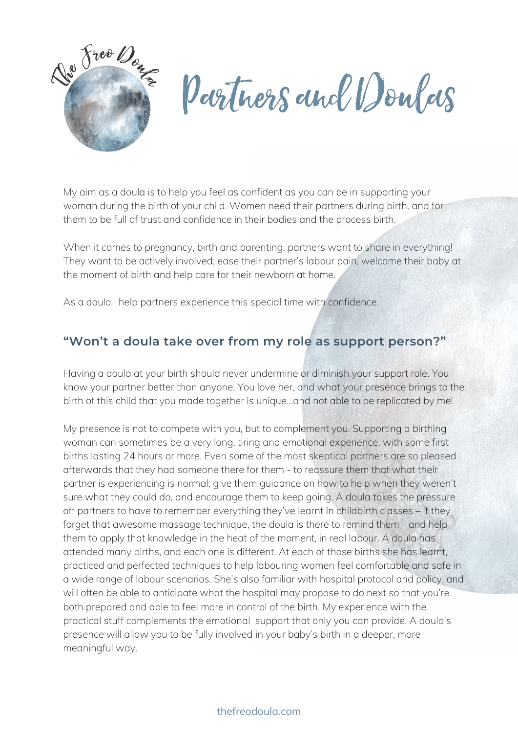The Freo Doula

# Partners and Doulas

My aim as a doula is to help you feel as confident as you can be in supporting your woman during the birth of your child. Women need their partners during birth, and for them to be full of trust and confidence in their bodies and the process birth.

When it comes to pregnancy, birth and parenting, partners want to share in everything! They want to be actively involved; ease their partner's labour pain, welcome their baby at the moment of birth and help care for their newborn at home.

As a doula I help partners experience this special time with confidence.

## "Won't a doula take over from my role as support person?"

Having a doula at your birth should never undermine or diminish your support role. You know your partner better than anyone. You love her, and what your presence brings to the birth of this child that you made together is unique...and not able to be replicated by me!

My presence is not to compete with you, but to complement you. Supporting a birthing woman can sometimes be a very long, tiring and emotional experience, with some first births lasting 24 hours or more. Even some of the most skeptical partners are so pleased afterwards that they had someone there for them - to reassure them that what their partner is experiencing is normal, give them guidance on how to help when they weren't sure what they could do, and encourage them to keep going. A doula takes the pressure off partners to have to remember everything they've learnt in childbirth classes – if they forget that awesome massage technique, the doula is there to remind them - and help them to apply that knowledge in the heat of the moment, in real labour. A doula has attended many births, and each one is different. At each of those births she has learnt, practiced and perfected techniques to help labouring women feel comfortable and safe in a wide range of labour scenarios. She's also familiar with hospital protocol and policy, and will often be able to anticipate what the hospital may propose to do next so that you're both prepared and able to feel more in control of the birth. My experience with the practical stuff complements the emotional support that only you can provide. A doula's presence will allow you to be fully involved in your baby's birth in a deeper, more meaningful way.

thefreodoula.com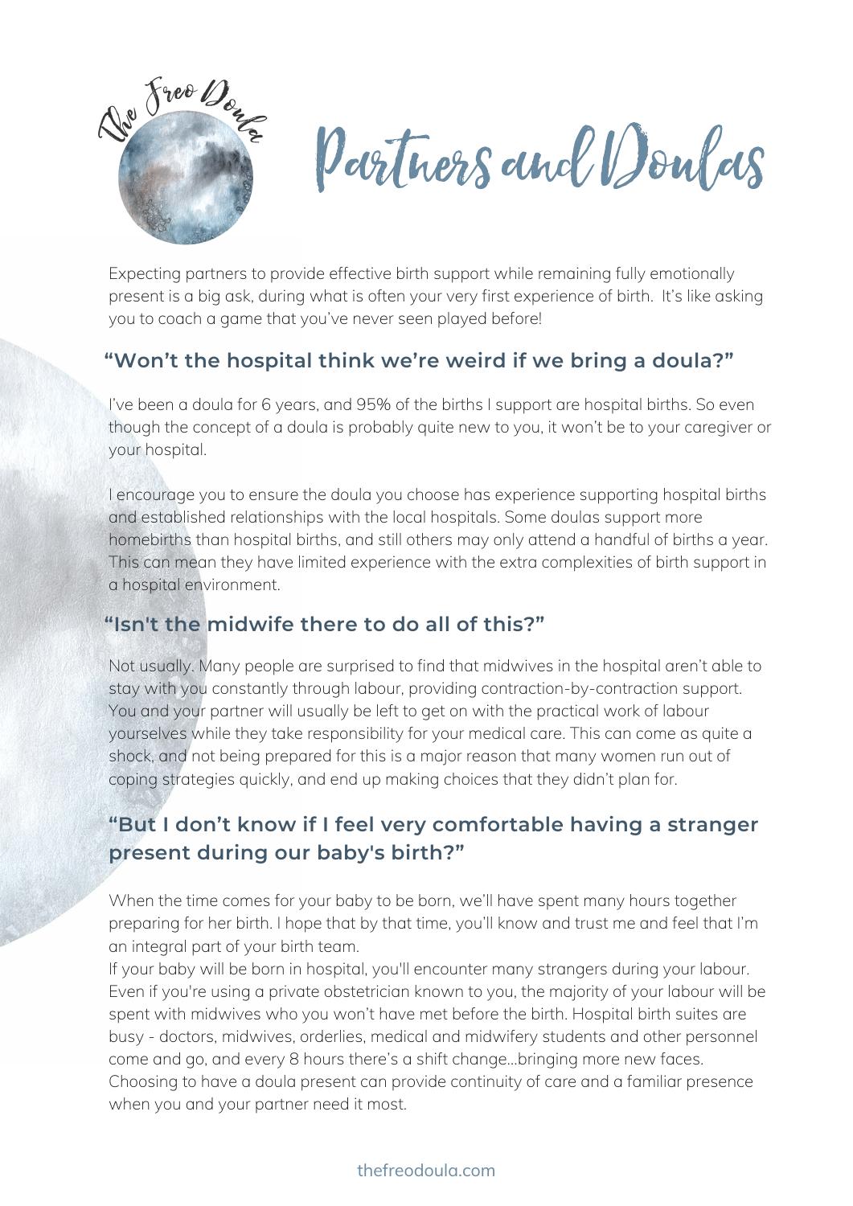# Partners and Doulas

Expecting partners to provide effective birth support while remaining fully emotionally present is a big ask, during what is often your very first experience of birth. It's like asking you to coach a game that you've never seen played before!

## "Won't the hospital think we're weird if we bring a doula?"

I've been a doula for 6 years, and 95% of the births I support are hospital births. So even though the concept of a doula is probably quite new to you, it won't be to your caregiver or your hospital.

I encourage you to ensure the doula you choose has experience supporting hospital births and established relationships with the local hospitals. Some doulas support more homebirths than hospital births, and still others may only attend a handful of births a year. This can mean they have limited experience with the extra complexities of birth support in a hospital environment.

## "Isn't the midwife there to do all of this?"

Not usually. Many people are surprised to find that midwives in the hospital aren't able to stay with you constantly through labour, providing contraction-by-contraction support. You and your partner will usually be left to get on with the practical work of labour yourselves while they take responsibility for your medical care. This can come as quite a shock, and not being prepared for this is a major reason that many women run out of coping strategies quickly, and end up making choices that they didn't plan for.

## "But I don't know if I feel very comfortable having a stranger present during our baby's birth?"

When the time comes for your baby to be born, we'll have spent many hours together preparing for her birth. I hope that by that time, you'll know and trust me and feel that I'm an integral part of your birth team.

If your baby will be born in hospital, you'll encounter many strangers during your labour. Even if you're using a private obstetrician known to you, the majority of your labour will be spent with midwives who you won't have met before the birth. Hospital birth suites are busy - doctors, midwives, orderlies, medical and midwifery students and other personnel come and go, and every 8 hours there's a shift change...bringing more new faces. Choosing to have a doula present can provide continuity of care and a familiar presence when you and your partner need it most.